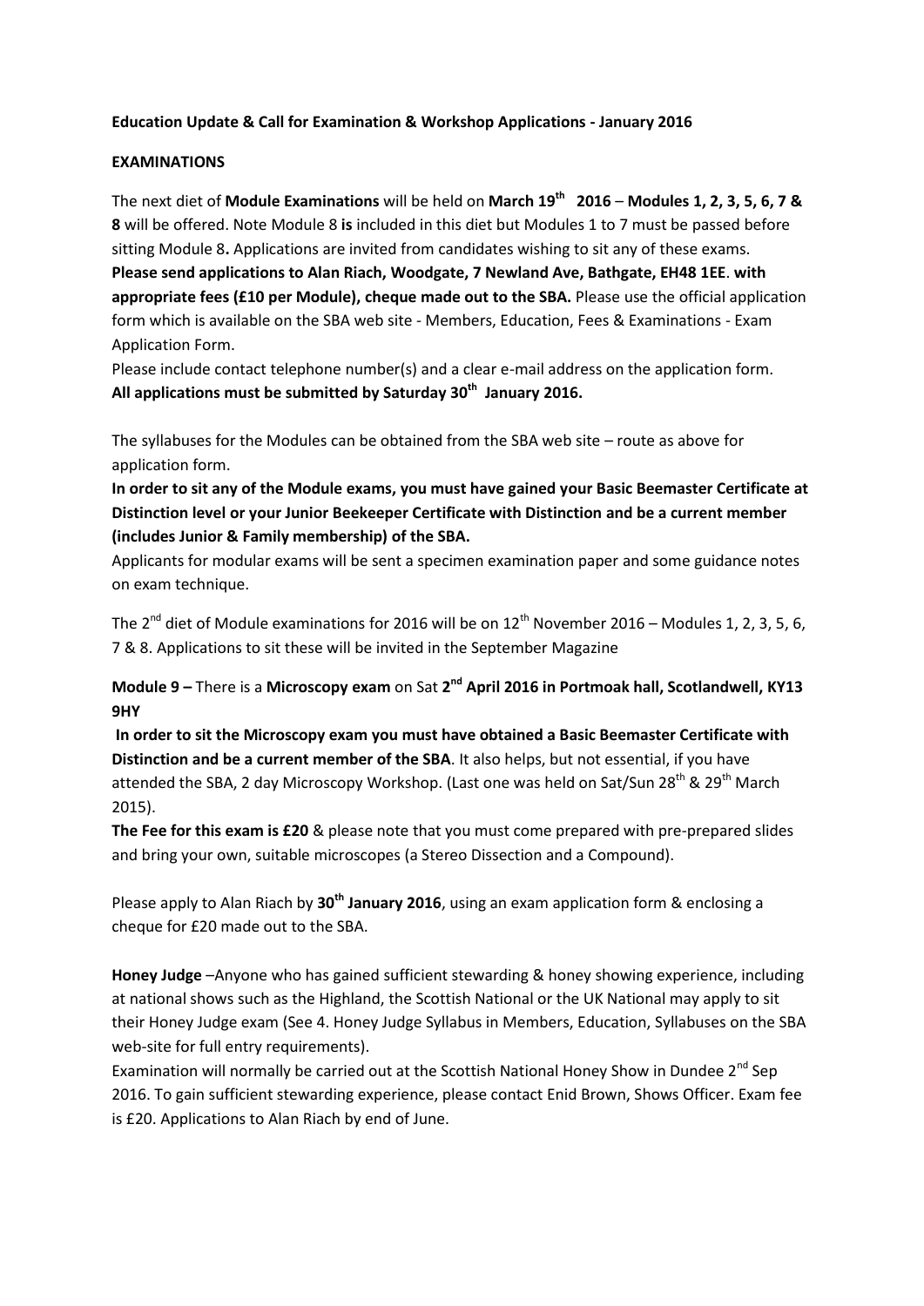**Education Update & Call for Examination & Workshop Applications - January 2016**

**EXAMINATIONS**

The next diet of **Module Examinations** will be held on **March 19th 2016** – **Modules 1, 2, 3, 5, 6, 7 & 8** will be offered. Note Module 8 **is** included in this diet but Modules 1 to 7 must be passed before sitting Module 8**.** Applications are invited from candidates wishing to sit any of these exams. **Please send applications to Alan Riach, Woodgate, 7 Newland Ave, Bathgate, EH48 1EE**. **with appropriate fees (£10 per Module), cheque made out to the SBA.** Please use the official application form which is available on the SBA web site - Members, Education, Fees & Examinations - Exam Application Form.

Please include contact telephone number(s) and a clear e-mail address on the application form.
**All applications must be submitted by Saturday 30th January 2016.**

The syllabuses for the Modules can be obtained from the SBA web site – route as above for application form.

**In order to sit any of the Module exams, you must have gained your Basic Beemaster Certificate at Distinction level or your Junior Beekeeper Certificate with Distinction and be a current member (includes Junior & Family membership) of the SBA.**

Applicants for modular exams will be sent a specimen examination paper and some guidance notes on exam technique.

The 2nd diet of Module examinations for 2016 will be on 12th November 2016 – Modules 1, 2, 3, 5, 6, 7 & 8. Applications to sit these will be invited in the September Magazine

**Module 9 –** There is a **Microscopy exam** on Sat **2nd April 2016 in Portmoak hall, Scotlandwell, KY13 9HY**

**In order to sit the Microscopy exam you must have obtained a Basic Beemaster Certificate with Distinction and be a current member of the SBA**. It also helps, but not essential, if you have attended the SBA, 2 day Microscopy Workshop. (Last one was held on Sat/Sun 28th & 29th March 2015).

**The Fee for this exam is £20** & please note that you must come prepared with pre-prepared slides and bring your own, suitable microscopes (a Stereo Dissection and a Compound).

Please apply to Alan Riach by **30th January 2016**, using an exam application form & enclosing a cheque for £20 made out to the SBA.

**Honey Judge** –Anyone who has gained sufficient stewarding & honey showing experience, including at national shows such as the Highland, the Scottish National or the UK National may apply to sit their Honey Judge exam (See 4. Honey Judge Syllabus in Members, Education, Syllabuses on the SBA web-site for full entry requirements).

Examination will normally be carried out at the Scottish National Honey Show in Dundee 2nd Sep 2016. To gain sufficient stewarding experience, please contact Enid Brown, Shows Officer. Exam fee is £20. Applications to Alan Riach by end of June.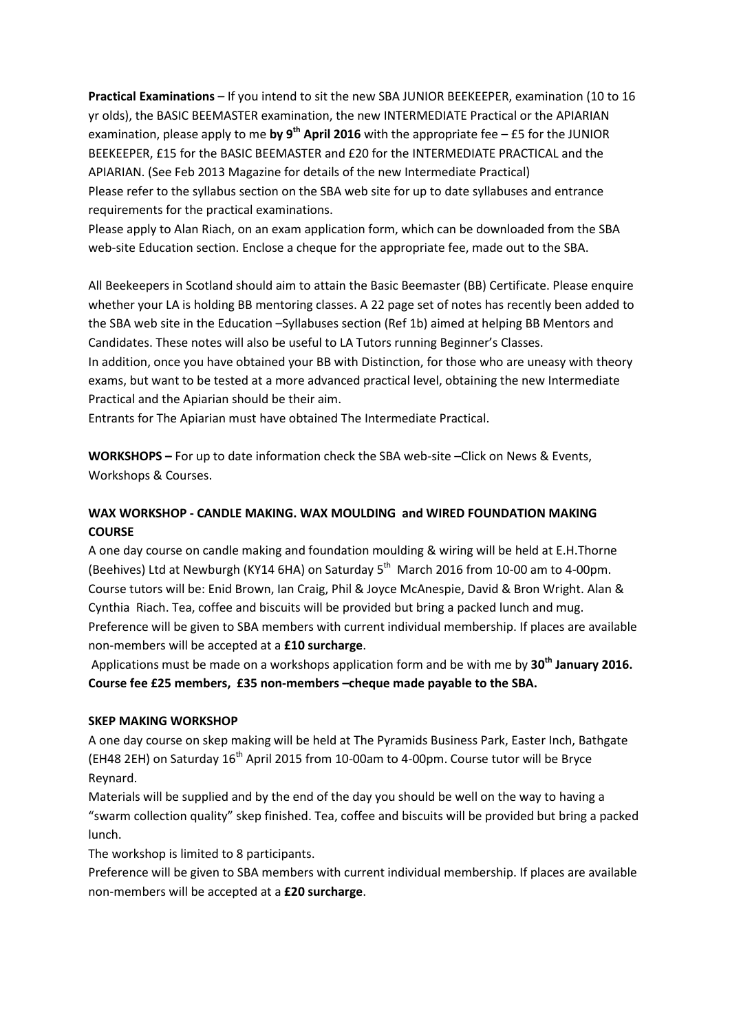**Practical Examinations** – If you intend to sit the new SBA JUNIOR BEEKEEPER, examination (10 to 16 yr olds), the BASIC BEEMASTER examination, the new INTERMEDIATE Practical or the APIARIAN examination, please apply to me **by 9th April 2016** with the appropriate fee – £5 for the JUNIOR BEEKEEPER, £15 for the BASIC BEEMASTER and £20 for the INTERMEDIATE PRACTICAL and the APIARIAN. (See Feb 2013 Magazine for details of the new Intermediate Practical)
Please refer to the syllabus section on the SBA web site for up to date syllabuses and entrance requirements for the practical examinations.
Please apply to Alan Riach, on an exam application form, which can be downloaded from the SBA web-site Education section. Enclose a cheque for the appropriate fee, made out to the SBA.

All Beekeepers in Scotland should aim to attain the Basic Beemaster (BB) Certificate. Please enquire whether your LA is holding BB mentoring classes. A 22 page set of notes has recently been added to the SBA web site in the Education –Syllabuses section (Ref 1b) aimed at helping BB Mentors and Candidates. These notes will also be useful to LA Tutors running Beginner's Classes.
In addition, once you have obtained your BB with Distinction, for those who are uneasy with theory exams, but want to be tested at a more advanced practical level, obtaining the new Intermediate Practical and the Apiarian should be their aim.
Entrants for The Apiarian must have obtained The Intermediate Practical.

**WORKSHOPS –** For up to date information check the SBA web-site –Click on News & Events, Workshops & Courses.

**WAX WORKSHOP - CANDLE MAKING. WAX MOULDING and WIRED FOUNDATION MAKING COURSE**

A one day course on candle making and foundation moulding & wiring will be held at E.H.Thorne (Beehives) Ltd at Newburgh (KY14 6HA) on Saturday 5th March 2016 from 10-00 am to 4-00pm. Course tutors will be: Enid Brown, Ian Craig, Phil & Joyce McAnespie, David & Bron Wright. Alan & Cynthia Riach. Tea, coffee and biscuits will be provided but bring a packed lunch and mug. Preference will be given to SBA members with current individual membership. If places are available non-members will be accepted at a **£10 surcharge**.

Applications must be made on a workshops application form and be with me by **30th January 2016. Course fee £25 members, £35 non-members –cheque made payable to the SBA.**

**SKEP MAKING WORKSHOP**

A one day course on skep making will be held at The Pyramids Business Park, Easter Inch, Bathgate (EH48 2EH) on Saturday 16th April 2015 from 10-00am to 4-00pm. Course tutor will be Bryce Reynard.
Materials will be supplied and by the end of the day you should be well on the way to having a "swarm collection quality" skep finished. Tea, coffee and biscuits will be provided but bring a packed lunch.
The workshop is limited to 8 participants.
Preference will be given to SBA members with current individual membership. If places are available non-members will be accepted at a **£20 surcharge**.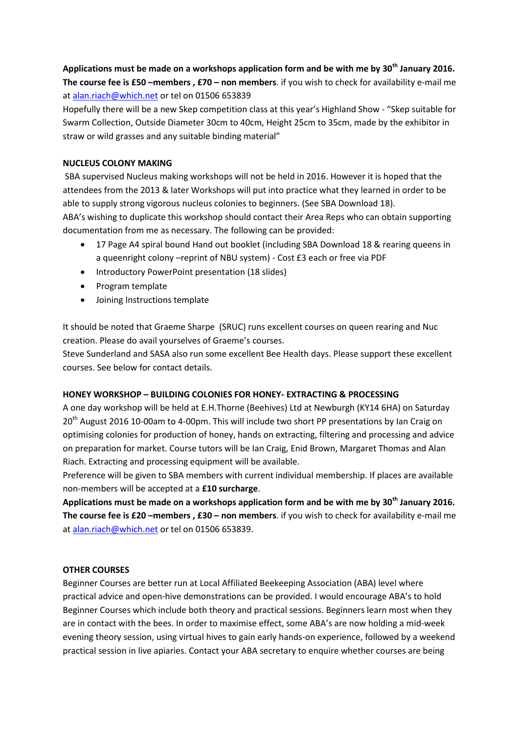**Applications must be made on a workshops application form and be with me by 30th January 2016. The course fee is £50 –members , £70 – non members**. if you wish to check for availability e-mail me at alan.riach@which.net or tel on 01506 653839

Hopefully there will be a new Skep competition class at this year's Highland Show - "Skep suitable for Swarm Collection, Outside Diameter 30cm to 40cm, Height 25cm to 35cm, made by the exhibitor in straw or wild grasses and any suitable binding material"

**NUCLEUS COLONY MAKING**

SBA supervised Nucleus making workshops will not be held in 2016. However it is hoped that the attendees from the 2013 & later Workshops will put into practice what they learned in order to be able to supply strong vigorous nucleus colonies to beginners. (See SBA Download 18).

ABA's wishing to duplicate this workshop should contact their Area Reps who can obtain supporting documentation from me as necessary. The following can be provided:

- 17 Page A4 spiral bound Hand out booklet (including SBA Download 18 & rearing queens in a queenright colony –reprint of NBU system) - Cost £3 each or free via PDF
- Introductory PowerPoint presentation (18 slides)
- Program template
- Joining Instructions template

It should be noted that Graeme Sharpe (SRUC) runs excellent courses on queen rearing and Nuc creation. Please do avail yourselves of Graeme's courses.

Steve Sunderland and SASA also run some excellent Bee Health days. Please support these excellent courses. See below for contact details.

**HONEY WORKSHOP – BUILDING COLONIES FOR HONEY- EXTRACTING & PROCESSING**

A one day workshop will be held at E.H.Thorne (Beehives) Ltd at Newburgh (KY14 6HA) on Saturday 20th August 2016 10-00am to 4-00pm. This will include two short PP presentations by Ian Craig on optimising colonies for production of honey, hands on extracting, filtering and processing and advice on preparation for market. Course tutors will be Ian Craig, Enid Brown, Margaret Thomas and Alan Riach. Extracting and processing equipment will be available.

Preference will be given to SBA members with current individual membership. If places are available non-members will be accepted at a **£10 surcharge**.

**Applications must be made on a workshops application form and be with me by 30th January 2016. The course fee is £20 –members , £30 – non members**. if you wish to check for availability e-mail me at alan.riach@which.net or tel on 01506 653839.

**OTHER COURSES**

Beginner Courses are better run at Local Affiliated Beekeeping Association (ABA) level where practical advice and open-hive demonstrations can be provided. I would encourage ABA's to hold Beginner Courses which include both theory and practical sessions. Beginners learn most when they are in contact with the bees. In order to maximise effect, some ABA's are now holding a mid-week evening theory session, using virtual hives to gain early hands-on experience, followed by a weekend practical session in live apiaries. Contact your ABA secretary to enquire whether courses are being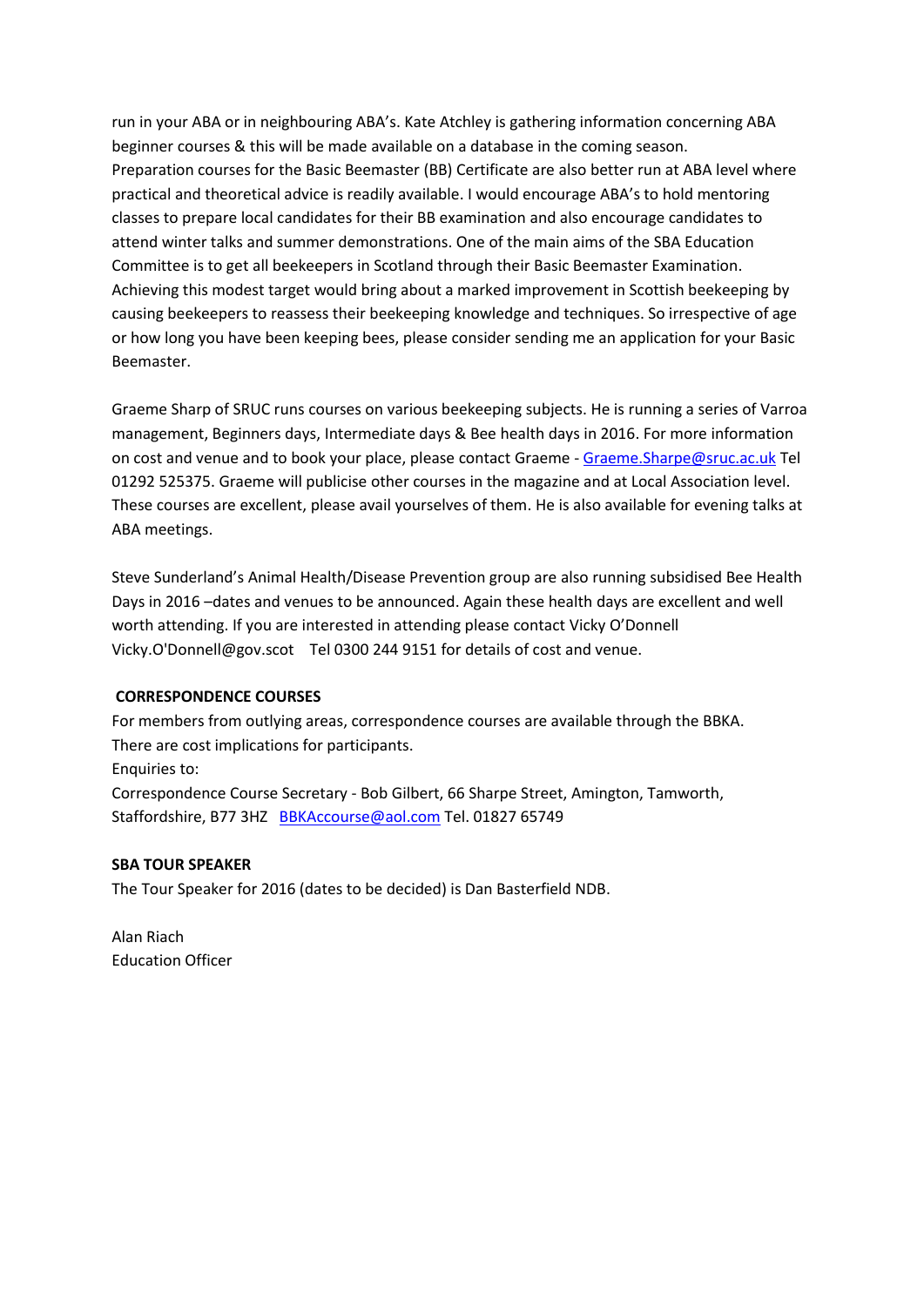run in your ABA or in neighbouring ABA's. Kate Atchley is gathering information concerning ABA beginner courses & this will be made available on a database in the coming season.
Preparation courses for the Basic Beemaster (BB) Certificate are also better run at ABA level where practical and theoretical advice is readily available. I would encourage ABA's to hold mentoring classes to prepare local candidates for their BB examination and also encourage candidates to attend winter talks and summer demonstrations. One of the main aims of the SBA Education Committee is to get all beekeepers in Scotland through their Basic Beemaster Examination. Achieving this modest target would bring about a marked improvement in Scottish beekeeping by causing beekeepers to reassess their beekeeping knowledge and techniques. So irrespective of age or how long you have been keeping bees, please consider sending me an application for your Basic Beemaster.

Graeme Sharp of SRUC runs courses on various beekeeping subjects. He is running a series of Varroa management, Beginners days, Intermediate days & Bee health days in 2016. For more information on cost and venue and to book your place, please contact Graeme - Graeme.Sharpe@sruc.ac.uk Tel 01292 525375. Graeme will publicise other courses in the magazine and at Local Association level. These courses are excellent, please avail yourselves of them. He is also available for evening talks at ABA meetings.

Steve Sunderland's Animal Health/Disease Prevention group are also running subsidised Bee Health Days in 2016 –dates and venues to be announced. Again these health days are excellent and well worth attending. If you are interested in attending please contact Vicky O'Donnell Vicky.O'Donnell@gov.scot Tel 0300 244 9151 for details of cost and venue.

**CORRESPONDENCE COURSES**

For members from outlying areas, correspondence courses are available through the BBKA.
There are cost implications for participants.
Enquiries to:
Correspondence Course Secretary - Bob Gilbert, 66 Sharpe Street, Amington, Tamworth, Staffordshire, B77 3HZ BBKAccourse@aol.com Tel. 01827 65749

**SBA TOUR SPEAKER**

The Tour Speaker for 2016 (dates to be decided) is Dan Basterfield NDB.

Alan Riach
Education Officer